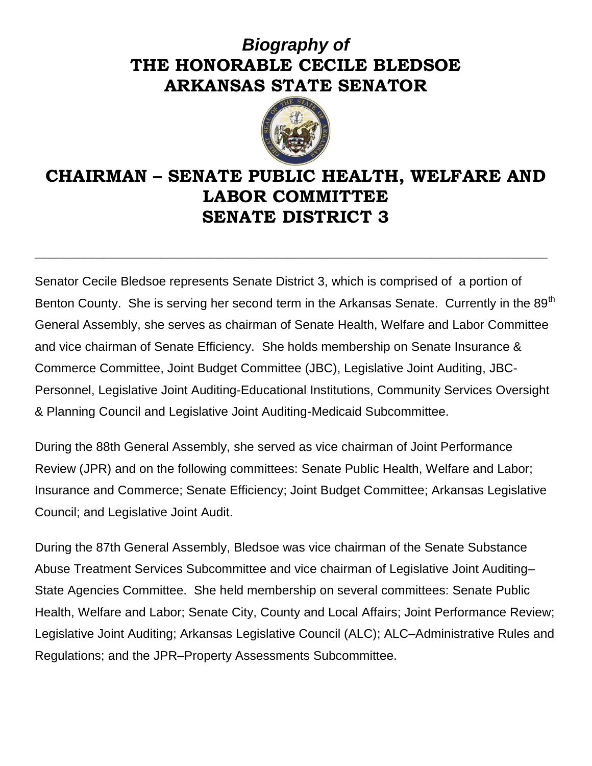# *Biography of*
# THE HONORABLE CECILE BLEDSOE
# ARKANSAS STATE SENATOR

## CHAIRMAN – SENATE PUBLIC HEALTH, WELFARE AND LABOR COMMITTEE
## SENATE DISTRICT 3

---

Senator Cecile Bledsoe represents Senate District 3, which is comprised of a portion of Benton County. She is serving her second term in the Arkansas Senate. Currently in the 89th General Assembly, she serves as chairman of Senate Health, Welfare and Labor Committee and vice chairman of Senate Efficiency. She holds membership on Senate Insurance & Commerce Committee, Joint Budget Committee (JBC), Legislative Joint Auditing, JBC-Personnel, Legislative Joint Auditing-Educational Institutions, Community Services Oversight & Planning Council and Legislative Joint Auditing-Medicaid Subcommittee.

During the 88th General Assembly, she served as vice chairman of Joint Performance Review (JPR) and on the following committees: Senate Public Health, Welfare and Labor; Insurance and Commerce; Senate Efficiency; Joint Budget Committee; Arkansas Legislative Council; and Legislative Joint Audit.

During the 87th General Assembly, Bledsoe was vice chairman of the Senate Substance Abuse Treatment Services Subcommittee and vice chairman of Legislative Joint Auditing–State Agencies Committee. She held membership on several committees: Senate Public Health, Welfare and Labor; Senate City, County and Local Affairs; Joint Performance Review; Legislative Joint Auditing; Arkansas Legislative Council (ALC); ALC–Administrative Rules and Regulations; and the JPR–Property Assessments Subcommittee.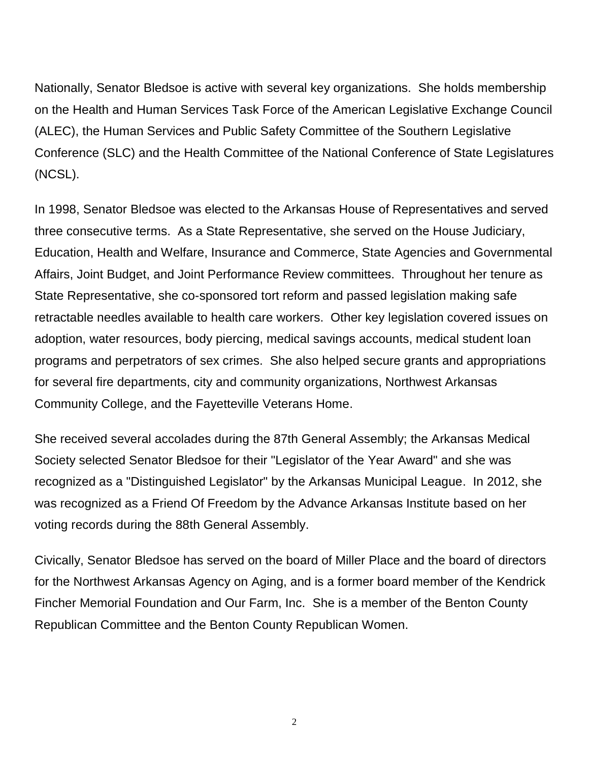Nationally, Senator Bledsoe is active with several key organizations. She holds membership on the Health and Human Services Task Force of the American Legislative Exchange Council (ALEC), the Human Services and Public Safety Committee of the Southern Legislative Conference (SLC) and the Health Committee of the National Conference of State Legislatures (NCSL).

In 1998, Senator Bledsoe was elected to the Arkansas House of Representatives and served three consecutive terms. As a State Representative, she served on the House Judiciary, Education, Health and Welfare, Insurance and Commerce, State Agencies and Governmental Affairs, Joint Budget, and Joint Performance Review committees. Throughout her tenure as State Representative, she co-sponsored tort reform and passed legislation making safe retractable needles available to health care workers. Other key legislation covered issues on adoption, water resources, body piercing, medical savings accounts, medical student loan programs and perpetrators of sex crimes. She also helped secure grants and appropriations for several fire departments, city and community organizations, Northwest Arkansas Community College, and the Fayetteville Veterans Home.

She received several accolades during the 87th General Assembly; the Arkansas Medical Society selected Senator Bledsoe for their "Legislator of the Year Award" and she was recognized as a "Distinguished Legislator" by the Arkansas Municipal League. In 2012, she was recognized as a Friend Of Freedom by the Advance Arkansas Institute based on her voting records during the 88th General Assembly.

Civically, Senator Bledsoe has served on the board of Miller Place and the board of directors for the Northwest Arkansas Agency on Aging, and is a former board member of the Kendrick Fincher Memorial Foundation and Our Farm, Inc. She is a member of the Benton County Republican Committee and the Benton County Republican Women.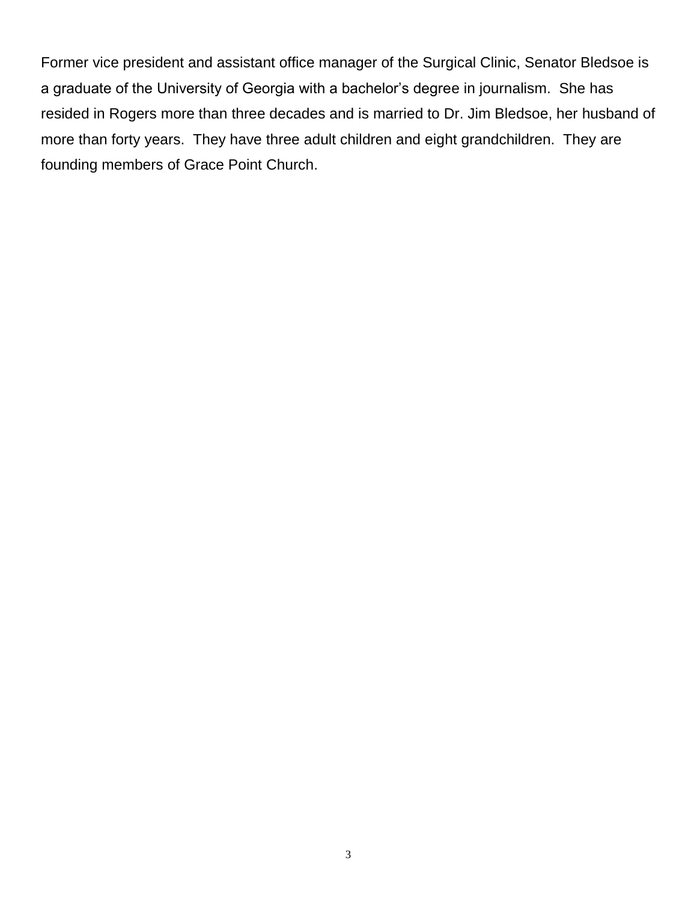Former vice president and assistant office manager of the Surgical Clinic, Senator Bledsoe is a graduate of the University of Georgia with a bachelor's degree in journalism. She has resided in Rogers more than three decades and is married to Dr. Jim Bledsoe, her husband of more than forty years. They have three adult children and eight grandchildren. They are founding members of Grace Point Church.